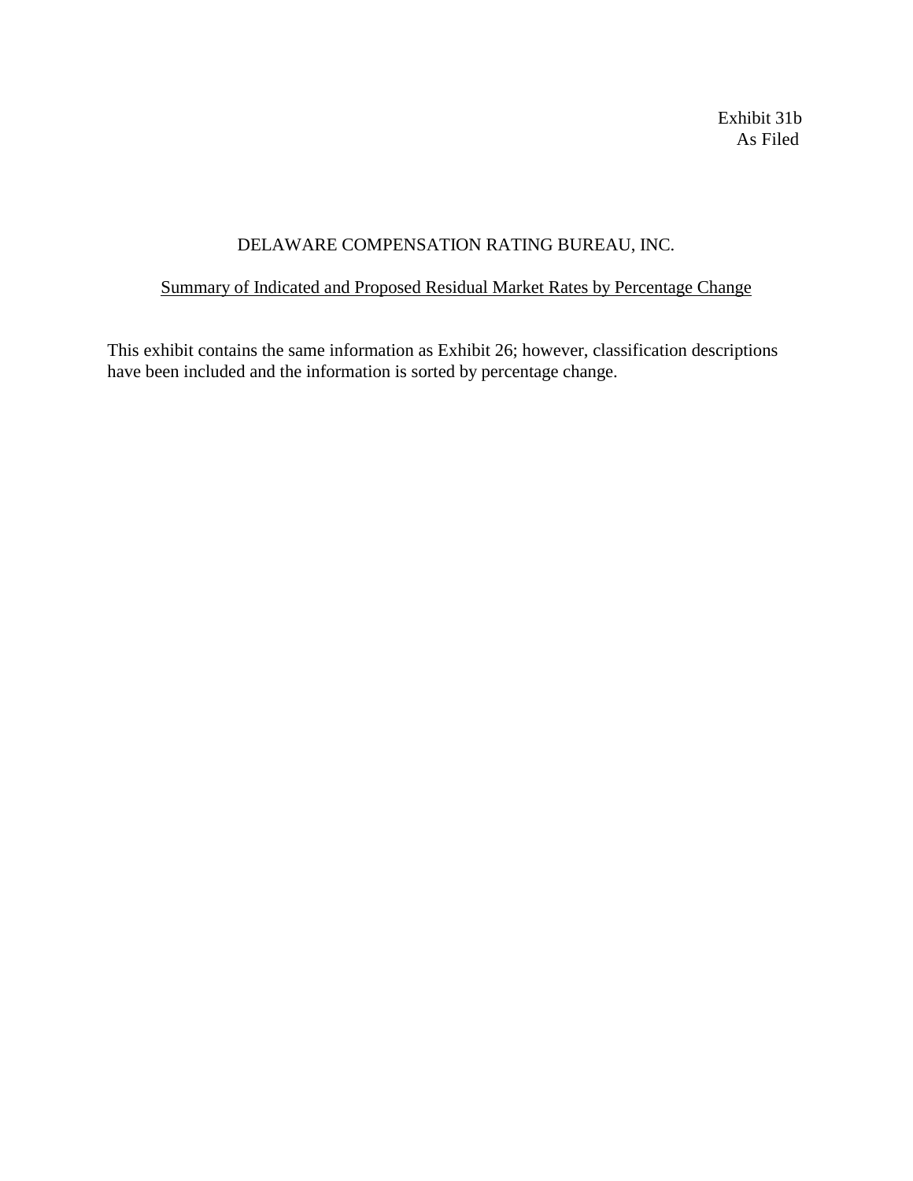Exhibit 31b
As Filed

# DELAWARE COMPENSATION RATING BUREAU, INC.

## Summary of Indicated and Proposed Residual Market Rates by Percentage Change

This exhibit contains the same information as Exhibit 26; however, classification descriptions have been included and the information is sorted by percentage change.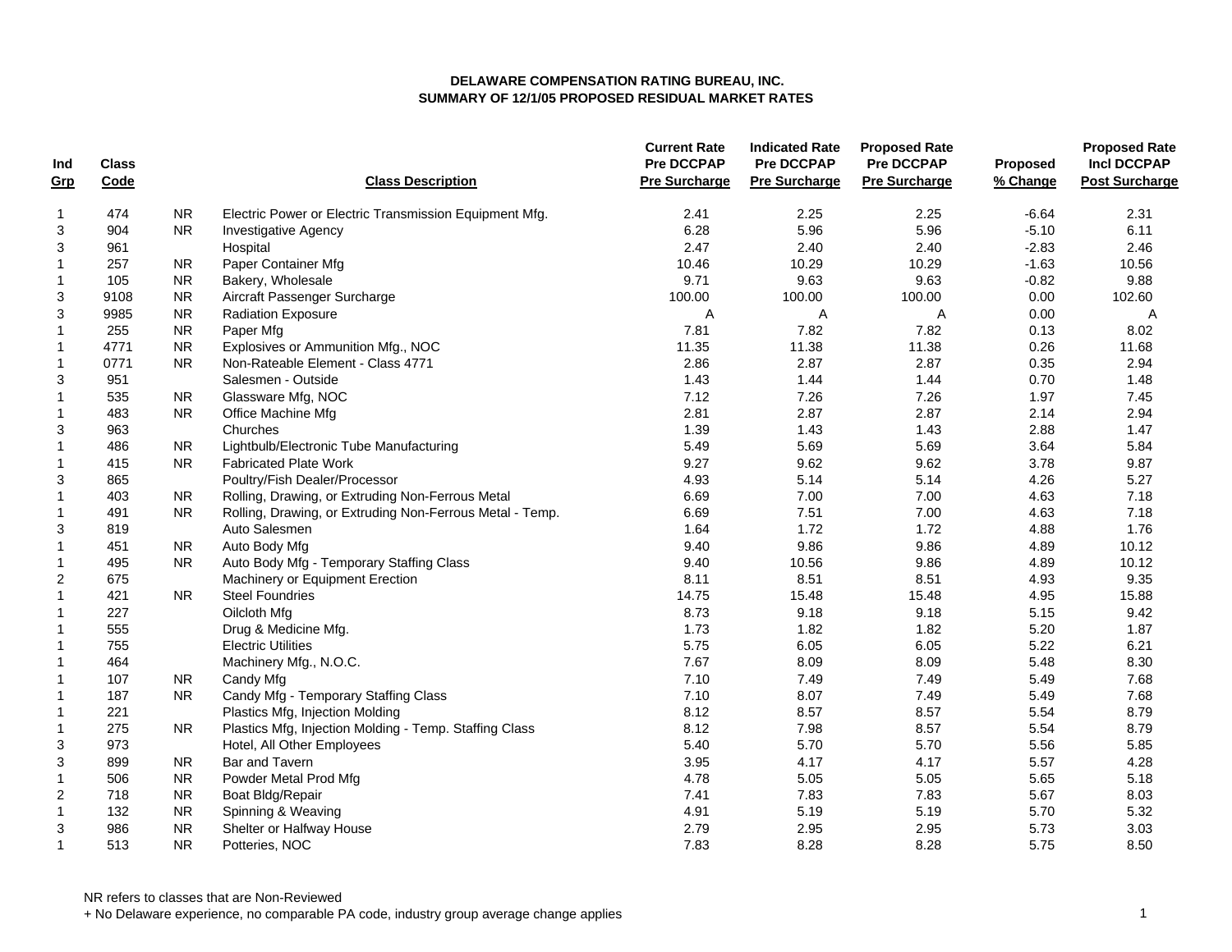**DELAWARE COMPENSATION RATING BUREAU, INC.**
**SUMMARY OF 12/1/05 PROPOSED RESIDUAL MARKET RATES**

| Ind Grp | Class Code | | Class Description | Current Rate Pre DCCPAP Pre Surcharge | Indicated Rate Pre DCCPAP Pre Surcharge | Proposed Rate Pre DCCPAP Pre Surcharge | Proposed % Change | Proposed Rate Incl DCCPAP Post Surcharge |
|---|---|---|---|---|---|---|---|---|
| 1 | 474 | NR | Electric Power or Electric Transmission Equipment Mfg. | 2.41 | 2.25 | 2.25 | -6.64 | 2.31 |
| 3 | 904 | NR | Investigative Agency | 6.28 | 5.96 | 5.96 | -5.10 | 6.11 |
| 3 | 961 | | Hospital | 2.47 | 2.40 | 2.40 | -2.83 | 2.46 |
| 1 | 257 | NR | Paper Container Mfg | 10.46 | 10.29 | 10.29 | -1.63 | 10.56 |
| 1 | 105 | NR | Bakery, Wholesale | 9.71 | 9.63 | 9.63 | -0.82 | 9.88 |
| 3 | 9108 | NR | Aircraft Passenger Surcharge | 100.00 | 100.00 | 100.00 | 0.00 | 102.60 |
| 3 | 9985 | NR | Radiation Exposure | A | A | A | 0.00 | A |
| 1 | 255 | NR | Paper Mfg | 7.81 | 7.82 | 7.82 | 0.13 | 8.02 |
| 1 | 4771 | NR | Explosives or Ammunition Mfg., NOC | 11.35 | 11.38 | 11.38 | 0.26 | 11.68 |
| 1 | 0771 | NR | Non-Rateable Element - Class 4771 | 2.86 | 2.87 | 2.87 | 0.35 | 2.94 |
| 3 | 951 | | Salesmen - Outside | 1.43 | 1.44 | 1.44 | 0.70 | 1.48 |
| 1 | 535 | NR | Glassware Mfg, NOC | 7.12 | 7.26 | 7.26 | 1.97 | 7.45 |
| 1 | 483 | NR | Office Machine Mfg | 2.81 | 2.87 | 2.87 | 2.14 | 2.94 |
| 3 | 963 | | Churches | 1.39 | 1.43 | 1.43 | 2.88 | 1.47 |
| 1 | 486 | NR | Lightbulb/Electronic Tube Manufacturing | 5.49 | 5.69 | 5.69 | 3.64 | 5.84 |
| 1 | 415 | NR | Fabricated Plate Work | 9.27 | 9.62 | 9.62 | 3.78 | 9.87 |
| 3 | 865 | | Poultry/Fish Dealer/Processor | 4.93 | 5.14 | 5.14 | 4.26 | 5.27 |
| 1 | 403 | NR | Rolling, Drawing, or Extruding Non-Ferrous Metal | 6.69 | 7.00 | 7.00 | 4.63 | 7.18 |
| 1 | 491 | NR | Rolling, Drawing, or Extruding Non-Ferrous Metal - Temp. | 6.69 | 7.51 | 7.00 | 4.63 | 7.18 |
| 3 | 819 | | Auto Salesmen | 1.64 | 1.72 | 1.72 | 4.88 | 1.76 |
| 1 | 451 | NR | Auto Body Mfg | 9.40 | 9.86 | 9.86 | 4.89 | 10.12 |
| 1 | 495 | NR | Auto Body Mfg - Temporary Staffing Class | 9.40 | 10.56 | 9.86 | 4.89 | 10.12 |
| 2 | 675 | | Machinery or Equipment Erection | 8.11 | 8.51 | 8.51 | 4.93 | 9.35 |
| 1 | 421 | NR | Steel Foundries | 14.75 | 15.48 | 15.48 | 4.95 | 15.88 |
| 1 | 227 | | Oilcloth Mfg | 8.73 | 9.18 | 9.18 | 5.15 | 9.42 |
| 1 | 555 | | Drug & Medicine Mfg. | 1.73 | 1.82 | 1.82 | 5.20 | 1.87 |
| 1 | 755 | | Electric Utilities | 5.75 | 6.05 | 6.05 | 5.22 | 6.21 |
| 1 | 464 | | Machinery Mfg., N.O.C. | 7.67 | 8.09 | 8.09 | 5.48 | 8.30 |
| 1 | 107 | NR | Candy Mfg | 7.10 | 7.49 | 7.49 | 5.49 | 7.68 |
| 1 | 187 | NR | Candy Mfg - Temporary Staffing Class | 7.10 | 8.07 | 7.49 | 5.49 | 7.68 |
| 1 | 221 | | Plastics Mfg, Injection Molding | 8.12 | 8.57 | 8.57 | 5.54 | 8.79 |
| 1 | 275 | NR | Plastics Mfg, Injection Molding - Temp. Staffing Class | 8.12 | 7.98 | 8.57 | 5.54 | 8.79 |
| 3 | 973 | | Hotel, All Other Employees | 5.40 | 5.70 | 5.70 | 5.56 | 5.85 |
| 3 | 899 | NR | Bar and Tavern | 3.95 | 4.17 | 4.17 | 5.57 | 4.28 |
| 1 | 506 | NR | Powder Metal Prod Mfg | 4.78 | 5.05 | 5.05 | 5.65 | 5.18 |
| 2 | 718 | NR | Boat Bldg/Repair | 7.41 | 7.83 | 7.83 | 5.67 | 8.03 |
| 1 | 132 | NR | Spinning & Weaving | 4.91 | 5.19 | 5.19 | 5.70 | 5.32 |
| 3 | 986 | NR | Shelter or Halfway House | 2.79 | 2.95 | 2.95 | 5.73 | 3.03 |
| 1 | 513 | NR | Potteries, NOC | 7.83 | 8.28 | 8.28 | 5.75 | 8.50 |

NR refers to classes that are Non-Reviewed
+ No Delaware experience, no comparable PA code, industry group average change applies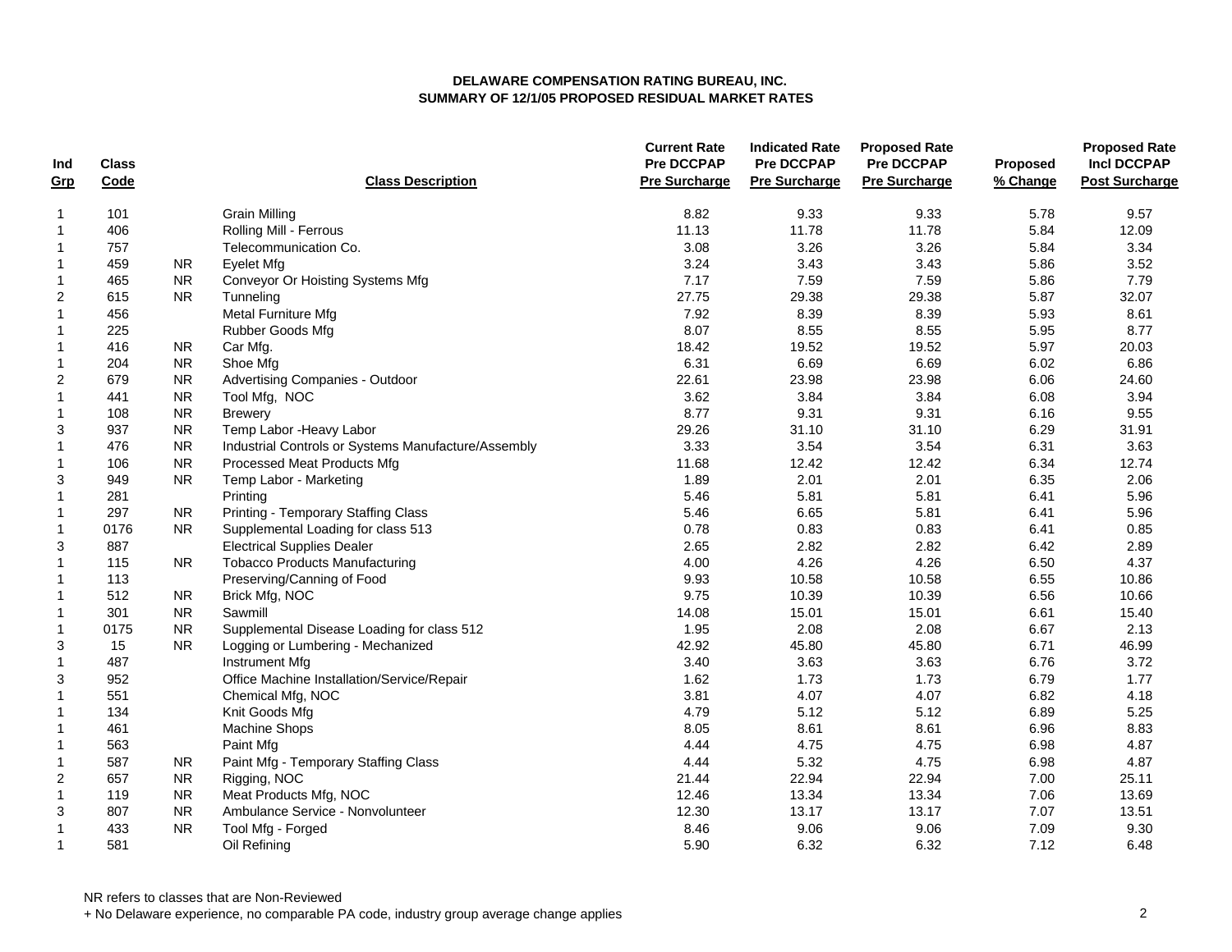**DELAWARE COMPENSATION RATING BUREAU, INC.**
**SUMMARY OF 12/1/05 PROPOSED RESIDUAL MARKET RATES**

| Ind Grp | Class Code | | Class Description | Current Rate Pre DCCPAP Pre Surcharge | Indicated Rate Pre DCCPAP Pre Surcharge | Proposed Rate Pre DCCPAP Pre Surcharge | Proposed % Change | Proposed Rate Incl DCCPAP Post Surcharge |
|---|---|---|---|---|---|---|---|---|
| 1 | 101 | | Grain Milling | 8.82 | 9.33 | 9.33 | 5.78 | 9.57 |
| 1 | 406 | | Rolling Mill - Ferrous | 11.13 | 11.78 | 11.78 | 5.84 | 12.09 |
| 1 | 757 | | Telecommunication Co. | 3.08 | 3.26 | 3.26 | 5.84 | 3.34 |
| 1 | 459 | NR | Eyelet Mfg | 3.24 | 3.43 | 3.43 | 5.86 | 3.52 |
| 1 | 465 | NR | Conveyor Or Hoisting Systems Mfg | 7.17 | 7.59 | 7.59 | 5.86 | 7.79 |
| 2 | 615 | NR | Tunneling | 27.75 | 29.38 | 29.38 | 5.87 | 32.07 |
| 1 | 456 | | Metal Furniture Mfg | 7.92 | 8.39 | 8.39 | 5.93 | 8.61 |
| 1 | 225 | | Rubber Goods Mfg | 8.07 | 8.55 | 8.55 | 5.95 | 8.77 |
| 1 | 416 | NR | Car Mfg. | 18.42 | 19.52 | 19.52 | 5.97 | 20.03 |
| 1 | 204 | NR | Shoe Mfg | 6.31 | 6.69 | 6.69 | 6.02 | 6.86 |
| 2 | 679 | NR | Advertising Companies - Outdoor | 22.61 | 23.98 | 23.98 | 6.06 | 24.60 |
| 1 | 441 | NR | Tool Mfg, NOC | 3.62 | 3.84 | 3.84 | 6.08 | 3.94 |
| 1 | 108 | NR | Brewery | 8.77 | 9.31 | 9.31 | 6.16 | 9.55 |
| 3 | 937 | NR | Temp Labor -Heavy Labor | 29.26 | 31.10 | 31.10 | 6.29 | 31.91 |
| 1 | 476 | NR | Industrial Controls or Systems Manufacture/Assembly | 3.33 | 3.54 | 3.54 | 6.31 | 3.63 |
| 1 | 106 | NR | Processed Meat Products Mfg | 11.68 | 12.42 | 12.42 | 6.34 | 12.74 |
| 3 | 949 | NR | Temp Labor - Marketing | 1.89 | 2.01 | 2.01 | 6.35 | 2.06 |
| 1 | 281 | | Printing | 5.46 | 5.81 | 5.81 | 6.41 | 5.96 |
| 1 | 297 | NR | Printing - Temporary Staffing Class | 5.46 | 6.65 | 5.81 | 6.41 | 5.96 |
| 1 | 0176 | NR | Supplemental Loading for class 513 | 0.78 | 0.83 | 0.83 | 6.41 | 0.85 |
| 3 | 887 | | Electrical Supplies Dealer | 2.65 | 2.82 | 2.82 | 6.42 | 2.89 |
| 1 | 115 | NR | Tobacco Products Manufacturing | 4.00 | 4.26 | 4.26 | 6.50 | 4.37 |
| 1 | 113 | | Preserving/Canning of Food | 9.93 | 10.58 | 10.58 | 6.55 | 10.86 |
| 1 | 512 | NR | Brick Mfg, NOC | 9.75 | 10.39 | 10.39 | 6.56 | 10.66 |
| 1 | 301 | NR | Sawmill | 14.08 | 15.01 | 15.01 | 6.61 | 15.40 |
| 1 | 0175 | NR | Supplemental Disease Loading for class 512 | 1.95 | 2.08 | 2.08 | 6.67 | 2.13 |
| 3 | 15 | NR | Logging or Lumbering - Mechanized | 42.92 | 45.80 | 45.80 | 6.71 | 46.99 |
| 1 | 487 | | Instrument Mfg | 3.40 | 3.63 | 3.63 | 6.76 | 3.72 |
| 3 | 952 | | Office Machine Installation/Service/Repair | 1.62 | 1.73 | 1.73 | 6.79 | 1.77 |
| 1 | 551 | | Chemical Mfg, NOC | 3.81 | 4.07 | 4.07 | 6.82 | 4.18 |
| 1 | 134 | | Knit Goods Mfg | 4.79 | 5.12 | 5.12 | 6.89 | 5.25 |
| 1 | 461 | | Machine Shops | 8.05 | 8.61 | 8.61 | 6.96 | 8.83 |
| 1 | 563 | | Paint Mfg | 4.44 | 4.75 | 4.75 | 6.98 | 4.87 |
| 1 | 587 | NR | Paint Mfg - Temporary Staffing Class | 4.44 | 5.32 | 4.75 | 6.98 | 4.87 |
| 2 | 657 | NR | Rigging, NOC | 21.44 | 22.94 | 22.94 | 7.00 | 25.11 |
| 1 | 119 | NR | Meat Products Mfg, NOC | 12.46 | 13.34 | 13.34 | 7.06 | 13.69 |
| 3 | 807 | NR | Ambulance Service - Nonvolunteer | 12.30 | 13.17 | 13.17 | 7.07 | 13.51 |
| 1 | 433 | NR | Tool Mfg - Forged | 8.46 | 9.06 | 9.06 | 7.09 | 9.30 |
| 1 | 581 | | Oil Refining | 5.90 | 6.32 | 6.32 | 7.12 | 6.48 |

NR refers to classes that are Non-Reviewed
+ No Delaware experience, no comparable PA code, industry group average change applies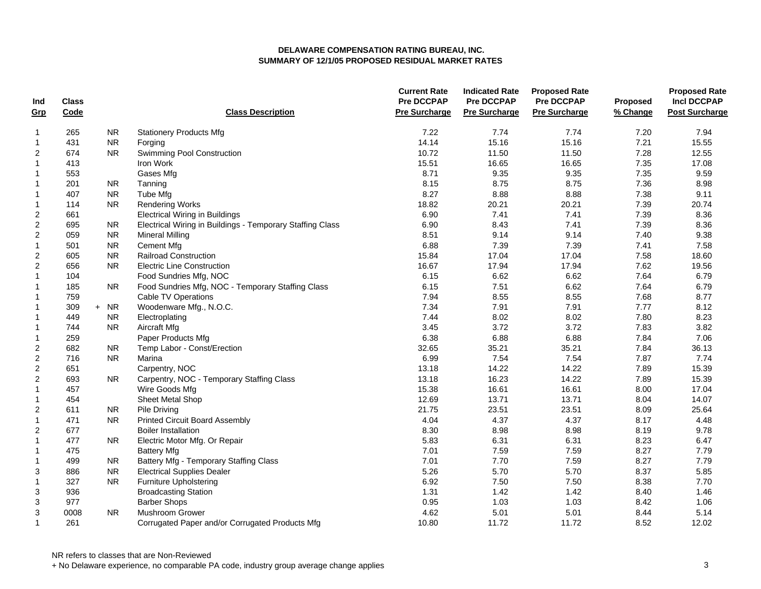**DELAWARE COMPENSATION RATING BUREAU, INC.**
**SUMMARY OF 12/1/05 PROPOSED RESIDUAL MARKET RATES**

| Ind Grp | Class Code | | Class Description | Current Rate Pre DCCPAP Pre Surcharge | Indicated Rate Pre DCCPAP Pre Surcharge | Proposed Rate Pre DCCPAP Pre Surcharge | Proposed % Change | Proposed Rate Incl DCCPAP Post Surcharge |
|---|---|---|---|---|---|---|---|---|
| 1 | 265 | NR | Stationery Products Mfg | 7.22 | 7.74 | 7.74 | 7.20 | 7.94 |
| 1 | 431 | NR | Forging | 14.14 | 15.16 | 15.16 | 7.21 | 15.55 |
| 2 | 674 | NR | Swimming Pool Construction | 10.72 | 11.50 | 11.50 | 7.28 | 12.55 |
| 1 | 413 | | Iron Work | 15.51 | 16.65 | 16.65 | 7.35 | 17.08 |
| 1 | 553 | | Gases Mfg | 8.71 | 9.35 | 9.35 | 7.35 | 9.59 |
| 1 | 201 | NR | Tanning | 8.15 | 8.75 | 8.75 | 7.36 | 8.98 |
| 1 | 407 | NR | Tube Mfg | 8.27 | 8.88 | 8.88 | 7.38 | 9.11 |
| 1 | 114 | NR | Rendering Works | 18.82 | 20.21 | 20.21 | 7.39 | 20.74 |
| 2 | 661 | | Electrical Wiring in Buildings | 6.90 | 7.41 | 7.41 | 7.39 | 8.36 |
| 2 | 695 | NR | Electrical Wiring in Buildings - Temporary Staffing Class | 6.90 | 8.43 | 7.41 | 7.39 | 8.36 |
| 2 | 059 | NR | Mineral Milling | 8.51 | 9.14 | 9.14 | 7.40 | 9.38 |
| 1 | 501 | NR | Cement Mfg | 6.88 | 7.39 | 7.39 | 7.41 | 7.58 |
| 2 | 605 | NR | Railroad Construction | 15.84 | 17.04 | 17.04 | 7.58 | 18.60 |
| 2 | 656 | NR | Electric Line Construction | 16.67 | 17.94 | 17.94 | 7.62 | 19.56 |
| 1 | 104 | | Food Sundries Mfg, NOC | 6.15 | 6.62 | 6.62 | 7.64 | 6.79 |
| 1 | 185 | NR | Food Sundries Mfg, NOC - Temporary Staffing Class | 6.15 | 7.51 | 6.62 | 7.64 | 6.79 |
| 1 | 759 | | Cable TV Operations | 7.94 | 8.55 | 8.55 | 7.68 | 8.77 |
| 1 | 309 | + NR | Woodenware Mfg., N.O.C. | 7.34 | 7.91 | 7.91 | 7.77 | 8.12 |
| 1 | 449 | NR | Electroplating | 7.44 | 8.02 | 8.02 | 7.80 | 8.23 |
| 1 | 744 | NR | Aircraft Mfg | 3.45 | 3.72 | 3.72 | 7.83 | 3.82 |
| 1 | 259 | | Paper Products Mfg | 6.38 | 6.88 | 6.88 | 7.84 | 7.06 |
| 2 | 682 | NR | Temp Labor - Const/Erection | 32.65 | 35.21 | 35.21 | 7.84 | 36.13 |
| 2 | 716 | NR | Marina | 6.99 | 7.54 | 7.54 | 7.87 | 7.74 |
| 2 | 651 | | Carpentry, NOC | 13.18 | 14.22 | 14.22 | 7.89 | 15.39 |
| 2 | 693 | NR | Carpentry, NOC - Temporary Staffing Class | 13.18 | 16.23 | 14.22 | 7.89 | 15.39 |
| 1 | 457 | | Wire Goods Mfg | 15.38 | 16.61 | 16.61 | 8.00 | 17.04 |
| 1 | 454 | | Sheet Metal Shop | 12.69 | 13.71 | 13.71 | 8.04 | 14.07 |
| 2 | 611 | NR | Pile Driving | 21.75 | 23.51 | 23.51 | 8.09 | 25.64 |
| 1 | 471 | NR | Printed Circuit Board Assembly | 4.04 | 4.37 | 4.37 | 8.17 | 4.48 |
| 2 | 677 | | Boiler Installation | 8.30 | 8.98 | 8.98 | 8.19 | 9.78 |
| 1 | 477 | NR | Electric Motor Mfg. Or Repair | 5.83 | 6.31 | 6.31 | 8.23 | 6.47 |
| 1 | 475 | | Battery Mfg | 7.01 | 7.59 | 7.59 | 8.27 | 7.79 |
| 1 | 499 | NR | Battery Mfg - Temporary Staffing Class | 7.01 | 7.70 | 7.59 | 8.27 | 7.79 |
| 3 | 886 | NR | Electrical Supplies Dealer | 5.26 | 5.70 | 5.70 | 8.37 | 5.85 |
| 1 | 327 | NR | Furniture Upholstering | 6.92 | 7.50 | 7.50 | 8.38 | 7.70 |
| 3 | 936 | | Broadcasting Station | 1.31 | 1.42 | 1.42 | 8.40 | 1.46 |
| 3 | 977 | | Barber Shops | 0.95 | 1.03 | 1.03 | 8.42 | 1.06 |
| 3 | 0008 | NR | Mushroom Grower | 4.62 | 5.01 | 5.01 | 8.44 | 5.14 |
| 1 | 261 | | Corrugated Paper and/or Corrugated Products Mfg | 10.80 | 11.72 | 11.72 | 8.52 | 12.02 |

NR refers to classes that are Non-Reviewed

+ No Delaware experience, no comparable PA code, industry group average change applies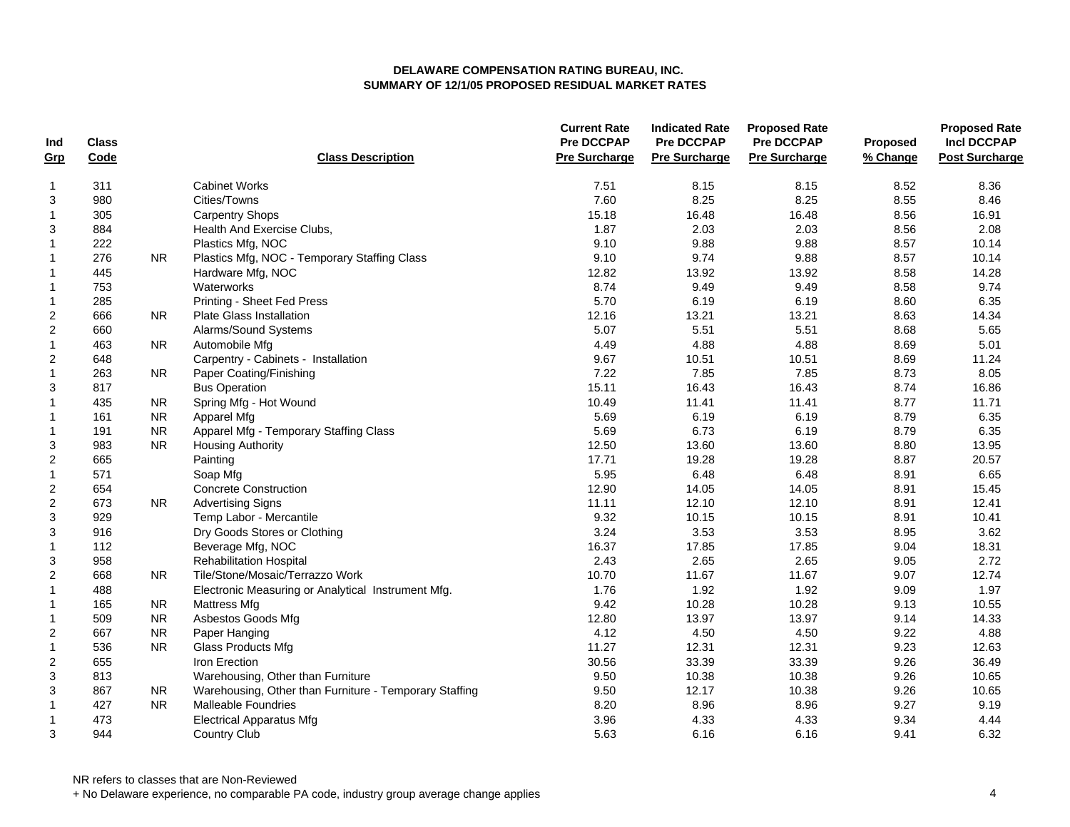**DELAWARE COMPENSATION RATING BUREAU, INC.**
**SUMMARY OF 12/1/05 PROPOSED RESIDUAL MARKET RATES**

| Ind Grp | Class Code | | Class Description | Current Rate Pre DCCPAP Pre Surcharge | Indicated Rate Pre DCCPAP Pre Surcharge | Proposed Rate Pre DCCPAP Pre Surcharge | Proposed % Change | Proposed Rate Incl DCCPAP Post Surcharge |
|---|---|---|---|---|---|---|---|---|
| 1 | 311 | | Cabinet Works | 7.51 | 8.15 | 8.15 | 8.52 | 8.36 |
| 3 | 980 | | Cities/Towns | 7.60 | 8.25 | 8.25 | 8.55 | 8.46 |
| 1 | 305 | | Carpentry Shops | 15.18 | 16.48 | 16.48 | 8.56 | 16.91 |
| 3 | 884 | | Health And Exercise Clubs, | 1.87 | 2.03 | 2.03 | 8.56 | 2.08 |
| 1 | 222 | | Plastics Mfg, NOC | 9.10 | 9.88 | 9.88 | 8.57 | 10.14 |
| 1 | 276 | NR | Plastics Mfg, NOC - Temporary Staffing Class | 9.10 | 9.74 | 9.88 | 8.57 | 10.14 |
| 1 | 445 | | Hardware Mfg, NOC | 12.82 | 13.92 | 13.92 | 8.58 | 14.28 |
| 1 | 753 | | Waterworks | 8.74 | 9.49 | 9.49 | 8.58 | 9.74 |
| 1 | 285 | | Printing - Sheet Fed Press | 5.70 | 6.19 | 6.19 | 8.60 | 6.35 |
| 2 | 666 | NR | Plate Glass Installation | 12.16 | 13.21 | 13.21 | 8.63 | 14.34 |
| 2 | 660 | | Alarms/Sound Systems | 5.07 | 5.51 | 5.51 | 8.68 | 5.65 |
| 1 | 463 | NR | Automobile Mfg | 4.49 | 4.88 | 4.88 | 8.69 | 5.01 |
| 2 | 648 | | Carpentry - Cabinets - Installation | 9.67 | 10.51 | 10.51 | 8.69 | 11.24 |
| 1 | 263 | NR | Paper Coating/Finishing | 7.22 | 7.85 | 7.85 | 8.73 | 8.05 |
| 3 | 817 | | Bus Operation | 15.11 | 16.43 | 16.43 | 8.74 | 16.86 |
| 1 | 435 | NR | Spring Mfg - Hot Wound | 10.49 | 11.41 | 11.41 | 8.77 | 11.71 |
| 1 | 161 | NR | Apparel Mfg | 5.69 | 6.19 | 6.19 | 8.79 | 6.35 |
| 1 | 191 | NR | Apparel Mfg - Temporary Staffing Class | 5.69 | 6.73 | 6.19 | 8.79 | 6.35 |
| 3 | 983 | NR | Housing Authority | 12.50 | 13.60 | 13.60 | 8.80 | 13.95 |
| 2 | 665 | | Painting | 17.71 | 19.28 | 19.28 | 8.87 | 20.57 |
| 1 | 571 | | Soap Mfg | 5.95 | 6.48 | 6.48 | 8.91 | 6.65 |
| 2 | 654 | | Concrete Construction | 12.90 | 14.05 | 14.05 | 8.91 | 15.45 |
| 2 | 673 | NR | Advertising Signs | 11.11 | 12.10 | 12.10 | 8.91 | 12.41 |
| 3 | 929 | | Temp Labor - Mercantile | 9.32 | 10.15 | 10.15 | 8.91 | 10.41 |
| 3 | 916 | | Dry Goods Stores or Clothing | 3.24 | 3.53 | 3.53 | 8.95 | 3.62 |
| 1 | 112 | | Beverage Mfg, NOC | 16.37 | 17.85 | 17.85 | 9.04 | 18.31 |
| 3 | 958 | | Rehabilitation Hospital | 2.43 | 2.65 | 2.65 | 9.05 | 2.72 |
| 2 | 668 | NR | Tile/Stone/Mosaic/Terrazzo Work | 10.70 | 11.67 | 11.67 | 9.07 | 12.74 |
| 1 | 488 | | Electronic Measuring or Analytical Instrument Mfg. | 1.76 | 1.92 | 1.92 | 9.09 | 1.97 |
| 1 | 165 | NR | Mattress Mfg | 9.42 | 10.28 | 10.28 | 9.13 | 10.55 |
| 1 | 509 | NR | Asbestos Goods Mfg | 12.80 | 13.97 | 13.97 | 9.14 | 14.33 |
| 2 | 667 | NR | Paper Hanging | 4.12 | 4.50 | 4.50 | 9.22 | 4.88 |
| 1 | 536 | NR | Glass Products Mfg | 11.27 | 12.31 | 12.31 | 9.23 | 12.63 |
| 2 | 655 | | Iron Erection | 30.56 | 33.39 | 33.39 | 9.26 | 36.49 |
| 3 | 813 | | Warehousing, Other than Furniture | 9.50 | 10.38 | 10.38 | 9.26 | 10.65 |
| 3 | 867 | NR | Warehousing, Other than Furniture - Temporary Staffing | 9.50 | 12.17 | 10.38 | 9.26 | 10.65 |
| 1 | 427 | NR | Malleable Foundries | 8.20 | 8.96 | 8.96 | 9.27 | 9.19 |
| 1 | 473 | | Electrical Apparatus Mfg | 3.96 | 4.33 | 4.33 | 9.34 | 4.44 |
| 3 | 944 | | Country Club | 5.63 | 6.16 | 6.16 | 9.41 | 6.32 |

NR refers to classes that are Non-Reviewed

+ No Delaware experience, no comparable PA code, industry group average change applies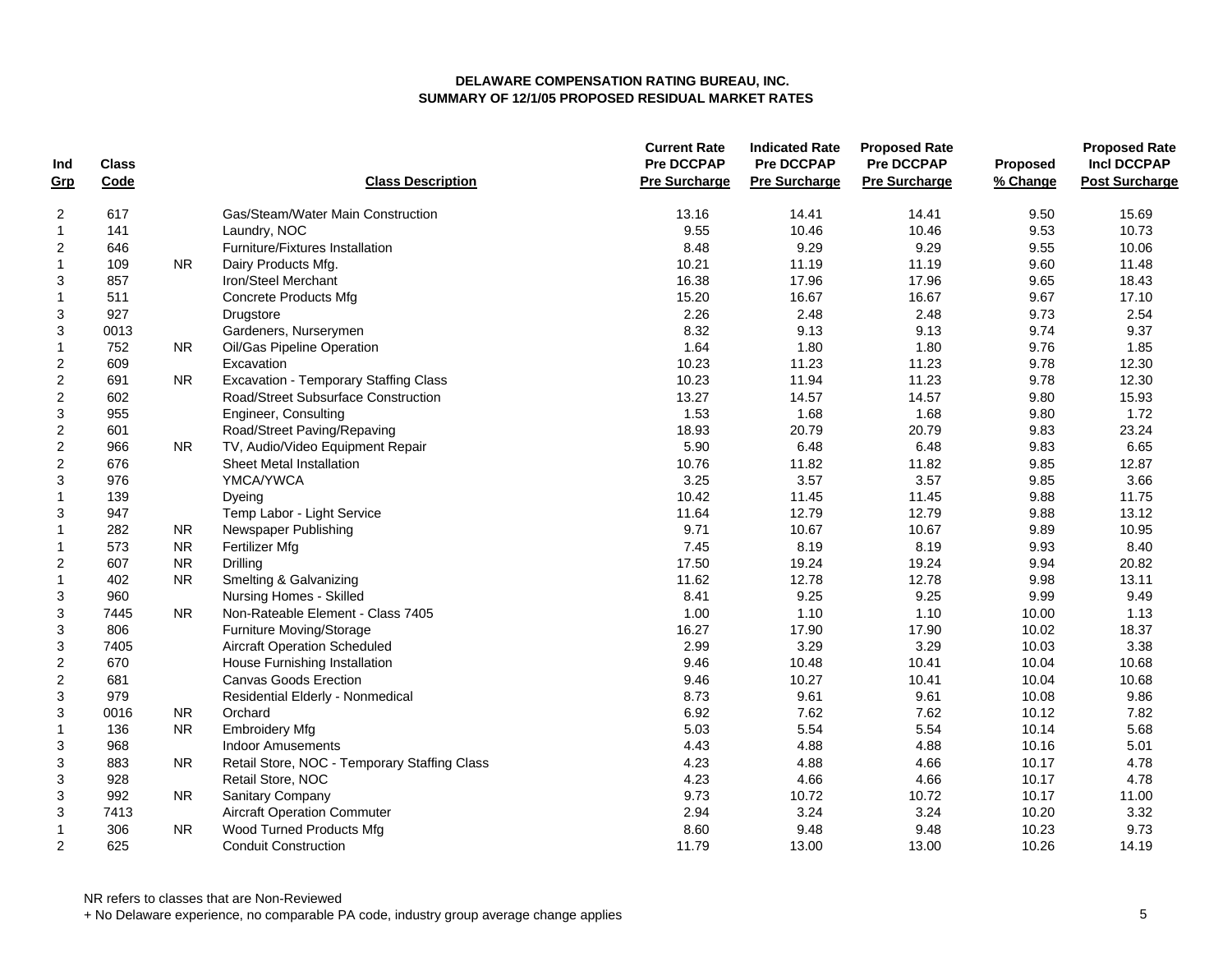**DELAWARE COMPENSATION RATING BUREAU, INC.**
**SUMMARY OF 12/1/05 PROPOSED RESIDUAL MARKET RATES**

| Ind Grp | Class Code | | Class Description | Current Rate Pre DCCPAP Pre Surcharge | Indicated Rate Pre DCCPAP Pre Surcharge | Proposed Rate Pre DCCPAP Pre Surcharge | Proposed % Change | Proposed Rate Incl DCCPAP Post Surcharge |
|---|---|---|---|---|---|---|---|---|
| 2 | 617 | | Gas/Steam/Water Main Construction | 13.16 | 14.41 | 14.41 | 9.50 | 15.69 |
| 1 | 141 | | Laundry, NOC | 9.55 | 10.46 | 10.46 | 9.53 | 10.73 |
| 2 | 646 | | Furniture/Fixtures Installation | 8.48 | 9.29 | 9.29 | 9.55 | 10.06 |
| 1 | 109 | NR | Dairy Products Mfg. | 10.21 | 11.19 | 11.19 | 9.60 | 11.48 |
| 3 | 857 | | Iron/Steel Merchant | 16.38 | 17.96 | 17.96 | 9.65 | 18.43 |
| 1 | 511 | | Concrete Products Mfg | 15.20 | 16.67 | 16.67 | 9.67 | 17.10 |
| 3 | 927 | | Drugstore | 2.26 | 2.48 | 2.48 | 9.73 | 2.54 |
| 3 | 0013 | | Gardeners, Nurserymen | 8.32 | 9.13 | 9.13 | 9.74 | 9.37 |
| 1 | 752 | NR | Oil/Gas Pipeline Operation | 1.64 | 1.80 | 1.80 | 9.76 | 1.85 |
| 2 | 609 | | Excavation | 10.23 | 11.23 | 11.23 | 9.78 | 12.30 |
| 2 | 691 | NR | Excavation - Temporary Staffing Class | 10.23 | 11.94 | 11.23 | 9.78 | 12.30 |
| 2 | 602 | | Road/Street Subsurface Construction | 13.27 | 14.57 | 14.57 | 9.80 | 15.93 |
| 3 | 955 | | Engineer, Consulting | 1.53 | 1.68 | 1.68 | 9.80 | 1.72 |
| 2 | 601 | | Road/Street Paving/Repaving | 18.93 | 20.79 | 20.79 | 9.83 | 23.24 |
| 2 | 966 | NR | TV, Audio/Video Equipment Repair | 5.90 | 6.48 | 6.48 | 9.83 | 6.65 |
| 2 | 676 | | Sheet Metal Installation | 10.76 | 11.82 | 11.82 | 9.85 | 12.87 |
| 3 | 976 | | YMCA/YWCA | 3.25 | 3.57 | 3.57 | 9.85 | 3.66 |
| 1 | 139 | | Dyeing | 10.42 | 11.45 | 11.45 | 9.88 | 11.75 |
| 3 | 947 | | Temp Labor - Light Service | 11.64 | 12.79 | 12.79 | 9.88 | 13.12 |
| 1 | 282 | NR | Newspaper Publishing | 9.71 | 10.67 | 10.67 | 9.89 | 10.95 |
| 1 | 573 | NR | Fertilizer Mfg | 7.45 | 8.19 | 8.19 | 9.93 | 8.40 |
| 2 | 607 | NR | Drilling | 17.50 | 19.24 | 19.24 | 9.94 | 20.82 |
| 1 | 402 | NR | Smelting & Galvanizing | 11.62 | 12.78 | 12.78 | 9.98 | 13.11 |
| 3 | 960 | | Nursing Homes - Skilled | 8.41 | 9.25 | 9.25 | 9.99 | 9.49 |
| 3 | 7445 | NR | Non-Rateable Element - Class 7405 | 1.00 | 1.10 | 1.10 | 10.00 | 1.13 |
| 3 | 806 | | Furniture Moving/Storage | 16.27 | 17.90 | 17.90 | 10.02 | 18.37 |
| 3 | 7405 | | Aircraft Operation Scheduled | 2.99 | 3.29 | 3.29 | 10.03 | 3.38 |
| 2 | 670 | | House Furnishing Installation | 9.46 | 10.48 | 10.41 | 10.04 | 10.68 |
| 2 | 681 | | Canvas Goods Erection | 9.46 | 10.27 | 10.41 | 10.04 | 10.68 |
| 3 | 979 | | Residential Elderly - Nonmedical | 8.73 | 9.61 | 9.61 | 10.08 | 9.86 |
| 3 | 0016 | NR | Orchard | 6.92 | 7.62 | 7.62 | 10.12 | 7.82 |
| 1 | 136 | NR | Embroidery Mfg | 5.03 | 5.54 | 5.54 | 10.14 | 5.68 |
| 3 | 968 | | Indoor Amusements | 4.43 | 4.88 | 4.88 | 10.16 | 5.01 |
| 3 | 883 | NR | Retail Store, NOC - Temporary Staffing Class | 4.23 | 4.88 | 4.66 | 10.17 | 4.78 |
| 3 | 928 | | Retail Store, NOC | 4.23 | 4.66 | 4.66 | 10.17 | 4.78 |
| 3 | 992 | NR | Sanitary Company | 9.73 | 10.72 | 10.72 | 10.17 | 11.00 |
| 3 | 7413 | | Aircraft Operation Commuter | 2.94 | 3.24 | 3.24 | 10.20 | 3.32 |
| 1 | 306 | NR | Wood Turned Products Mfg | 8.60 | 9.48 | 9.48 | 10.23 | 9.73 |
| 2 | 625 | | Conduit Construction | 11.79 | 13.00 | 13.00 | 10.26 | 14.19 |

NR refers to classes that are Non-Reviewed
+ No Delaware experience, no comparable PA code, industry group average change applies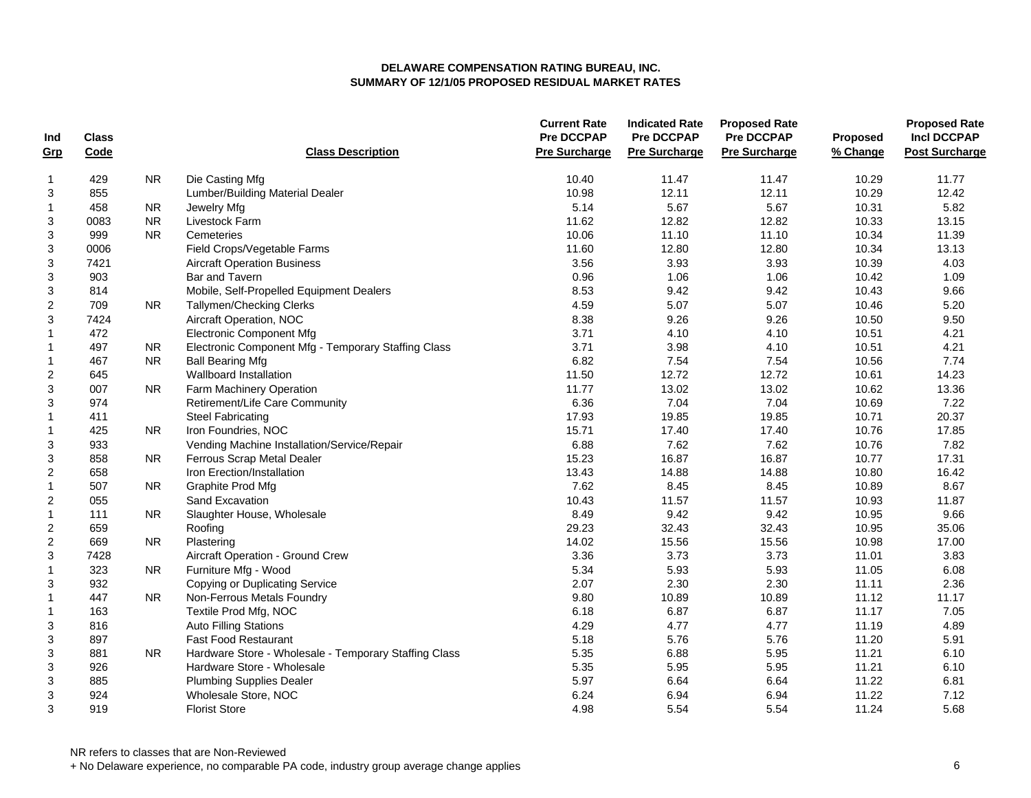**DELAWARE COMPENSATION RATING BUREAU, INC.**
**SUMMARY OF 12/1/05 PROPOSED RESIDUAL MARKET RATES**

| Ind Grp | Class Code | | Class Description | Current Rate Pre DCCPAP Pre Surcharge | Indicated Rate Pre DCCPAP Pre Surcharge | Proposed Rate Pre DCCPAP Pre Surcharge | Proposed % Change | Proposed Rate Incl DCCPAP Post Surcharge |
|---|---|---|---|---|---|---|---|---|
| 1 | 429 | NR | Die Casting Mfg | 10.40 | 11.47 | 11.47 | 10.29 | 11.77 |
| 3 | 855 | | Lumber/Building Material Dealer | 10.98 | 12.11 | 12.11 | 10.29 | 12.42 |
| 1 | 458 | NR | Jewelry Mfg | 5.14 | 5.67 | 5.67 | 10.31 | 5.82 |
| 3 | 0083 | NR | Livestock Farm | 11.62 | 12.82 | 12.82 | 10.33 | 13.15 |
| 3 | 999 | NR | Cemeteries | 10.06 | 11.10 | 11.10 | 10.34 | 11.39 |
| 3 | 0006 | | Field Crops/Vegetable Farms | 11.60 | 12.80 | 12.80 | 10.34 | 13.13 |
| 3 | 7421 | | Aircraft Operation Business | 3.56 | 3.93 | 3.93 | 10.39 | 4.03 |
| 3 | 903 | | Bar and Tavern | 0.96 | 1.06 | 1.06 | 10.42 | 1.09 |
| 3 | 814 | | Mobile, Self-Propelled Equipment Dealers | 8.53 | 9.42 | 9.42 | 10.43 | 9.66 |
| 2 | 709 | NR | Tallymen/Checking Clerks | 4.59 | 5.07 | 5.07 | 10.46 | 5.20 |
| 3 | 7424 | | Aircraft Operation, NOC | 8.38 | 9.26 | 9.26 | 10.50 | 9.50 |
| 1 | 472 | | Electronic Component Mfg | 3.71 | 4.10 | 4.10 | 10.51 | 4.21 |
| 1 | 497 | NR | Electronic Component Mfg - Temporary Staffing Class | 3.71 | 3.98 | 4.10 | 10.51 | 4.21 |
| 1 | 467 | NR | Ball Bearing Mfg | 6.82 | 7.54 | 7.54 | 10.56 | 7.74 |
| 2 | 645 | | Wallboard Installation | 11.50 | 12.72 | 12.72 | 10.61 | 14.23 |
| 3 | 007 | NR | Farm Machinery Operation | 11.77 | 13.02 | 13.02 | 10.62 | 13.36 |
| 3 | 974 | | Retirement/Life Care Community | 6.36 | 7.04 | 7.04 | 10.69 | 7.22 |
| 1 | 411 | | Steel Fabricating | 17.93 | 19.85 | 19.85 | 10.71 | 20.37 |
| 1 | 425 | NR | Iron Foundries, NOC | 15.71 | 17.40 | 17.40 | 10.76 | 17.85 |
| 3 | 933 | | Vending Machine Installation/Service/Repair | 6.88 | 7.62 | 7.62 | 10.76 | 7.82 |
| 3 | 858 | NR | Ferrous Scrap Metal Dealer | 15.23 | 16.87 | 16.87 | 10.77 | 17.31 |
| 2 | 658 | | Iron Erection/Installation | 13.43 | 14.88 | 14.88 | 10.80 | 16.42 |
| 1 | 507 | NR | Graphite Prod Mfg | 7.62 | 8.45 | 8.45 | 10.89 | 8.67 |
| 2 | 055 | | Sand Excavation | 10.43 | 11.57 | 11.57 | 10.93 | 11.87 |
| 1 | 111 | NR | Slaughter House, Wholesale | 8.49 | 9.42 | 9.42 | 10.95 | 9.66 |
| 2 | 659 | | Roofing | 29.23 | 32.43 | 32.43 | 10.95 | 35.06 |
| 2 | 669 | NR | Plastering | 14.02 | 15.56 | 15.56 | 10.98 | 17.00 |
| 3 | 7428 | | Aircraft Operation - Ground Crew | 3.36 | 3.73 | 3.73 | 11.01 | 3.83 |
| 1 | 323 | NR | Furniture Mfg - Wood | 5.34 | 5.93 | 5.93 | 11.05 | 6.08 |
| 3 | 932 | | Copying or Duplicating Service | 2.07 | 2.30 | 2.30 | 11.11 | 2.36 |
| 1 | 447 | NR | Non-Ferrous Metals Foundry | 9.80 | 10.89 | 10.89 | 11.12 | 11.17 |
| 1 | 163 | | Textile Prod Mfg, NOC | 6.18 | 6.87 | 6.87 | 11.17 | 7.05 |
| 3 | 816 | | Auto Filling Stations | 4.29 | 4.77 | 4.77 | 11.19 | 4.89 |
| 3 | 897 | | Fast Food Restaurant | 5.18 | 5.76 | 5.76 | 11.20 | 5.91 |
| 3 | 881 | NR | Hardware Store - Wholesale - Temporary Staffing Class | 5.35 | 6.88 | 5.95 | 11.21 | 6.10 |
| 3 | 926 | | Hardware Store - Wholesale | 5.35 | 5.95 | 5.95 | 11.21 | 6.10 |
| 3 | 885 | | Plumbing Supplies Dealer | 5.97 | 6.64 | 6.64 | 11.22 | 6.81 |
| 3 | 924 | | Wholesale Store, NOC | 6.24 | 6.94 | 6.94 | 11.22 | 7.12 |
| 3 | 919 | | Florist Store | 4.98 | 5.54 | 5.54 | 11.24 | 5.68 |

NR refers to classes that are Non-Reviewed
+ No Delaware experience, no comparable PA code, industry group average change applies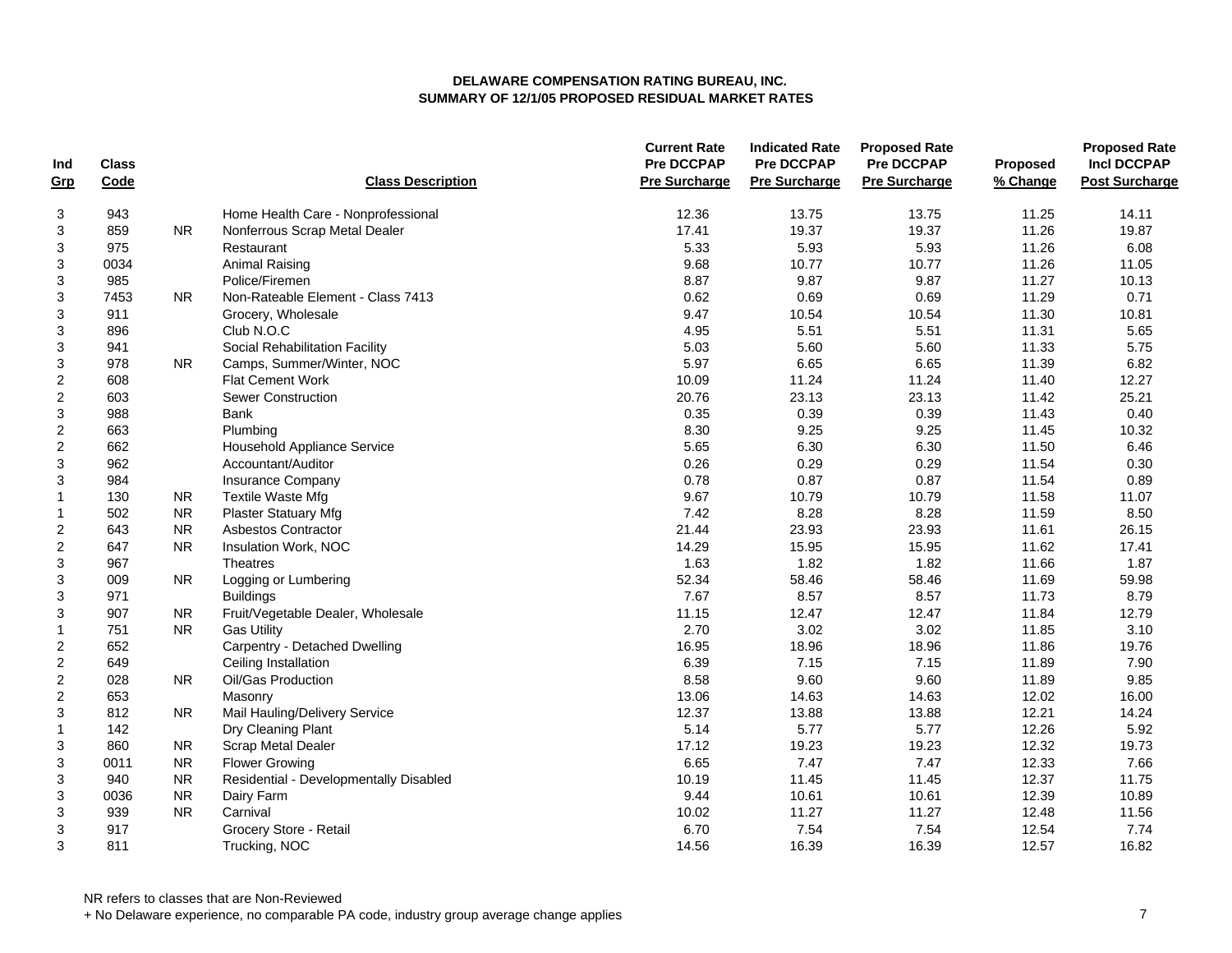**DELAWARE COMPENSATION RATING BUREAU, INC.**
**SUMMARY OF 12/1/05 PROPOSED RESIDUAL MARKET RATES**

| Ind Grp | Class Code | | Class Description | Current Rate Pre DCCPAP Pre Surcharge | Indicated Rate Pre DCCPAP Pre Surcharge | Proposed Rate Pre DCCPAP Pre Surcharge | Proposed % Change | Proposed Rate Incl DCCPAP Post Surcharge |
|---|---|---|---|---|---|---|---|---|
| 3 | 943 | | Home Health Care - Nonprofessional | 12.36 | 13.75 | 13.75 | 11.25 | 14.11 |
| 3 | 859 | NR | Nonferrous Scrap Metal Dealer | 17.41 | 19.37 | 19.37 | 11.26 | 19.87 |
| 3 | 975 | | Restaurant | 5.33 | 5.93 | 5.93 | 11.26 | 6.08 |
| 3 | 0034 | | Animal Raising | 9.68 | 10.77 | 10.77 | 11.26 | 11.05 |
| 3 | 985 | | Police/Firemen | 8.87 | 9.87 | 9.87 | 11.27 | 10.13 |
| 3 | 7453 | NR | Non-Rateable Element - Class 7413 | 0.62 | 0.69 | 0.69 | 11.29 | 0.71 |
| 3 | 911 | | Grocery, Wholesale | 9.47 | 10.54 | 10.54 | 11.30 | 10.81 |
| 3 | 896 | | Club N.O.C | 4.95 | 5.51 | 5.51 | 11.31 | 5.65 |
| 3 | 941 | | Social Rehabilitation Facility | 5.03 | 5.60 | 5.60 | 11.33 | 5.75 |
| 3 | 978 | NR | Camps, Summer/Winter, NOC | 5.97 | 6.65 | 6.65 | 11.39 | 6.82 |
| 2 | 608 | | Flat Cement Work | 10.09 | 11.24 | 11.24 | 11.40 | 12.27 |
| 2 | 603 | | Sewer Construction | 20.76 | 23.13 | 23.13 | 11.42 | 25.21 |
| 3 | 988 | | Bank | 0.35 | 0.39 | 0.39 | 11.43 | 0.40 |
| 2 | 663 | | Plumbing | 8.30 | 9.25 | 9.25 | 11.45 | 10.32 |
| 2 | 662 | | Household Appliance Service | 5.65 | 6.30 | 6.30 | 11.50 | 6.46 |
| 3 | 962 | | Accountant/Auditor | 0.26 | 0.29 | 0.29 | 11.54 | 0.30 |
| 3 | 984 | | Insurance Company | 0.78 | 0.87 | 0.87 | 11.54 | 0.89 |
| 1 | 130 | NR | Textile Waste Mfg | 9.67 | 10.79 | 10.79 | 11.58 | 11.07 |
| 1 | 502 | NR | Plaster Statuary Mfg | 7.42 | 8.28 | 8.28 | 11.59 | 8.50 |
| 2 | 643 | NR | Asbestos Contractor | 21.44 | 23.93 | 23.93 | 11.61 | 26.15 |
| 2 | 647 | NR | Insulation Work, NOC | 14.29 | 15.95 | 15.95 | 11.62 | 17.41 |
| 3 | 967 | | Theatres | 1.63 | 1.82 | 1.82 | 11.66 | 1.87 |
| 3 | 009 | NR | Logging or Lumbering | 52.34 | 58.46 | 58.46 | 11.69 | 59.98 |
| 3 | 971 | | Buildings | 7.67 | 8.57 | 8.57 | 11.73 | 8.79 |
| 3 | 907 | NR | Fruit/Vegetable Dealer, Wholesale | 11.15 | 12.47 | 12.47 | 11.84 | 12.79 |
| 1 | 751 | NR | Gas Utility | 2.70 | 3.02 | 3.02 | 11.85 | 3.10 |
| 2 | 652 | | Carpentry - Detached Dwelling | 16.95 | 18.96 | 18.96 | 11.86 | 19.76 |
| 2 | 649 | | Ceiling Installation | 6.39 | 7.15 | 7.15 | 11.89 | 7.90 |
| 2 | 028 | NR | Oil/Gas Production | 8.58 | 9.60 | 9.60 | 11.89 | 9.85 |
| 2 | 653 | | Masonry | 13.06 | 14.63 | 14.63 | 12.02 | 16.00 |
| 3 | 812 | NR | Mail Hauling/Delivery Service | 12.37 | 13.88 | 13.88 | 12.21 | 14.24 |
| 1 | 142 | | Dry Cleaning Plant | 5.14 | 5.77 | 5.77 | 12.26 | 5.92 |
| 3 | 860 | NR | Scrap Metal Dealer | 17.12 | 19.23 | 19.23 | 12.32 | 19.73 |
| 3 | 0011 | NR | Flower Growing | 6.65 | 7.47 | 7.47 | 12.33 | 7.66 |
| 3 | 940 | NR | Residential - Developmentally Disabled | 10.19 | 11.45 | 11.45 | 12.37 | 11.75 |
| 3 | 0036 | NR | Dairy Farm | 9.44 | 10.61 | 10.61 | 12.39 | 10.89 |
| 3 | 939 | NR | Carnival | 10.02 | 11.27 | 11.27 | 12.48 | 11.56 |
| 3 | 917 | | Grocery Store - Retail | 6.70 | 7.54 | 7.54 | 12.54 | 7.74 |
| 3 | 811 | | Trucking, NOC | 14.56 | 16.39 | 16.39 | 12.57 | 16.82 |

NR refers to classes that are Non-Reviewed
+ No Delaware experience, no comparable PA code, industry group average change applies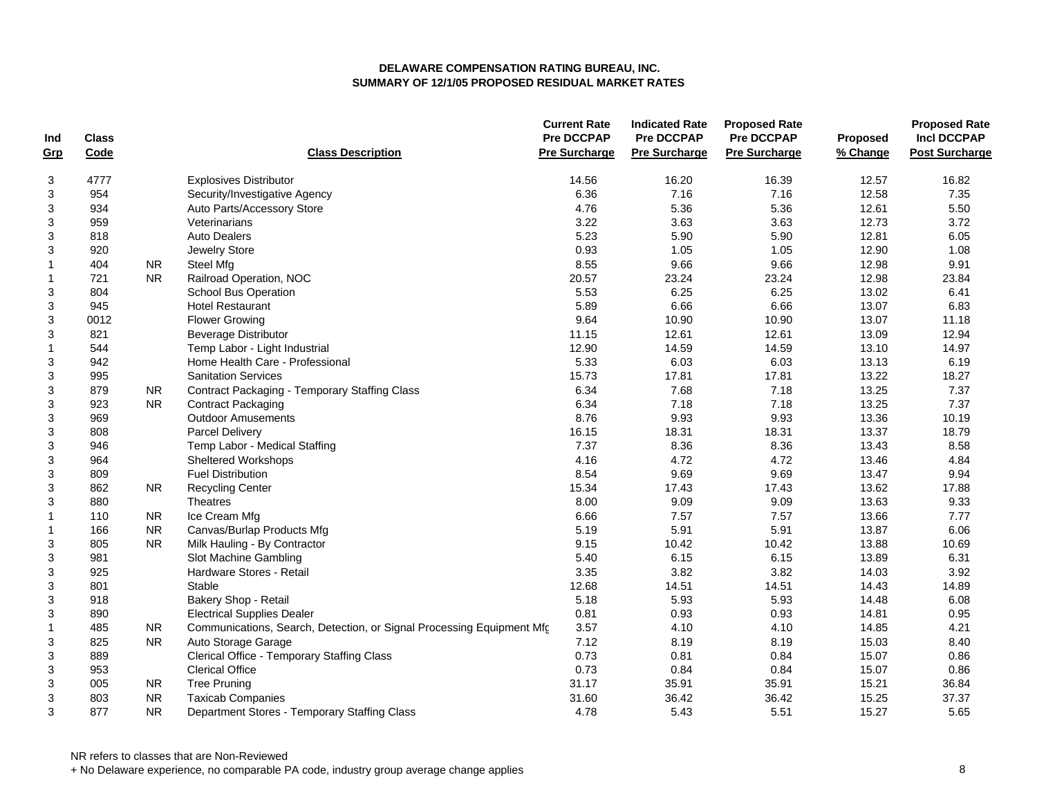**DELAWARE COMPENSATION RATING BUREAU, INC.**
**SUMMARY OF 12/1/05 PROPOSED RESIDUAL MARKET RATES**

| Ind Grp | Class Code | | Class Description | Current Rate Pre DCCPAP Pre Surcharge | Indicated Rate Pre DCCPAP Pre Surcharge | Proposed Rate Pre DCCPAP Pre Surcharge | Proposed % Change | Proposed Rate Incl DCCPAP Post Surcharge |
|---|---|---|---|---|---|---|---|---|
| 3 | 4777 | | Explosives Distributor | 14.56 | 16.20 | 16.39 | 12.57 | 16.82 |
| 3 | 954 | | Security/Investigative Agency | 6.36 | 7.16 | 7.16 | 12.58 | 7.35 |
| 3 | 934 | | Auto Parts/Accessory Store | 4.76 | 5.36 | 5.36 | 12.61 | 5.50 |
| 3 | 959 | | Veterinarians | 3.22 | 3.63 | 3.63 | 12.73 | 3.72 |
| 3 | 818 | | Auto Dealers | 5.23 | 5.90 | 5.90 | 12.81 | 6.05 |
| 3 | 920 | | Jewelry Store | 0.93 | 1.05 | 1.05 | 12.90 | 1.08 |
| 1 | 404 | NR | Steel Mfg | 8.55 | 9.66 | 9.66 | 12.98 | 9.91 |
| 1 | 721 | NR | Railroad Operation, NOC | 20.57 | 23.24 | 23.24 | 12.98 | 23.84 |
| 3 | 804 | | School Bus Operation | 5.53 | 6.25 | 6.25 | 13.02 | 6.41 |
| 3 | 945 | | Hotel Restaurant | 5.89 | 6.66 | 6.66 | 13.07 | 6.83 |
| 3 | 0012 | | Flower Growing | 9.64 | 10.90 | 10.90 | 13.07 | 11.18 |
| 3 | 821 | | Beverage Distributor | 11.15 | 12.61 | 12.61 | 13.09 | 12.94 |
| 1 | 544 | | Temp Labor - Light Industrial | 12.90 | 14.59 | 14.59 | 13.10 | 14.97 |
| 3 | 942 | | Home Health Care - Professional | 5.33 | 6.03 | 6.03 | 13.13 | 6.19 |
| 3 | 995 | | Sanitation Services | 15.73 | 17.81 | 17.81 | 13.22 | 18.27 |
| 3 | 879 | NR | Contract Packaging - Temporary Staffing Class | 6.34 | 7.68 | 7.18 | 13.25 | 7.37 |
| 3 | 923 | NR | Contract Packaging | 6.34 | 7.18 | 7.18 | 13.25 | 7.37 |
| 3 | 969 | | Outdoor Amusements | 8.76 | 9.93 | 9.93 | 13.36 | 10.19 |
| 3 | 808 | | Parcel Delivery | 16.15 | 18.31 | 18.31 | 13.37 | 18.79 |
| 3 | 946 | | Temp Labor - Medical Staffing | 7.37 | 8.36 | 8.36 | 13.43 | 8.58 |
| 3 | 964 | | Sheltered Workshops | 4.16 | 4.72 | 4.72 | 13.46 | 4.84 |
| 3 | 809 | | Fuel Distribution | 8.54 | 9.69 | 9.69 | 13.47 | 9.94 |
| 3 | 862 | NR | Recycling Center | 15.34 | 17.43 | 17.43 | 13.62 | 17.88 |
| 3 | 880 | | Theatres | 8.00 | 9.09 | 9.09 | 13.63 | 9.33 |
| 1 | 110 | NR | Ice Cream Mfg | 6.66 | 7.57 | 7.57 | 13.66 | 7.77 |
| 1 | 166 | NR | Canvas/Burlap Products Mfg | 5.19 | 5.91 | 5.91 | 13.87 | 6.06 |
| 3 | 805 | NR | Milk Hauling - By Contractor | 9.15 | 10.42 | 10.42 | 13.88 | 10.69 |
| 3 | 981 | | Slot Machine Gambling | 5.40 | 6.15 | 6.15 | 13.89 | 6.31 |
| 3 | 925 | | Hardware Stores - Retail | 3.35 | 3.82 | 3.82 | 14.03 | 3.92 |
| 3 | 801 | | Stable | 12.68 | 14.51 | 14.51 | 14.43 | 14.89 |
| 3 | 918 | | Bakery Shop - Retail | 5.18 | 5.93 | 5.93 | 14.48 | 6.08 |
| 3 | 890 | | Electrical Supplies Dealer | 0.81 | 0.93 | 0.93 | 14.81 | 0.95 |
| 1 | 485 | NR | Communications, Search, Detection, or Signal Processing Equipment Mfg | 3.57 | 4.10 | 4.10 | 14.85 | 4.21 |
| 3 | 825 | NR | Auto Storage Garage | 7.12 | 8.19 | 8.19 | 15.03 | 8.40 |
| 3 | 889 | | Clerical Office - Temporary Staffing Class | 0.73 | 0.81 | 0.84 | 15.07 | 0.86 |
| 3 | 953 | | Clerical Office | 0.73 | 0.84 | 0.84 | 15.07 | 0.86 |
| 3 | 005 | NR | Tree Pruning | 31.17 | 35.91 | 35.91 | 15.21 | 36.84 |
| 3 | 803 | NR | Taxicab Companies | 31.60 | 36.42 | 36.42 | 15.25 | 37.37 |
| 3 | 877 | NR | Department Stores - Temporary Staffing Class | 4.78 | 5.43 | 5.51 | 15.27 | 5.65 |

NR refers to classes that are Non-Reviewed

+ No Delaware experience, no comparable PA code, industry group average change applies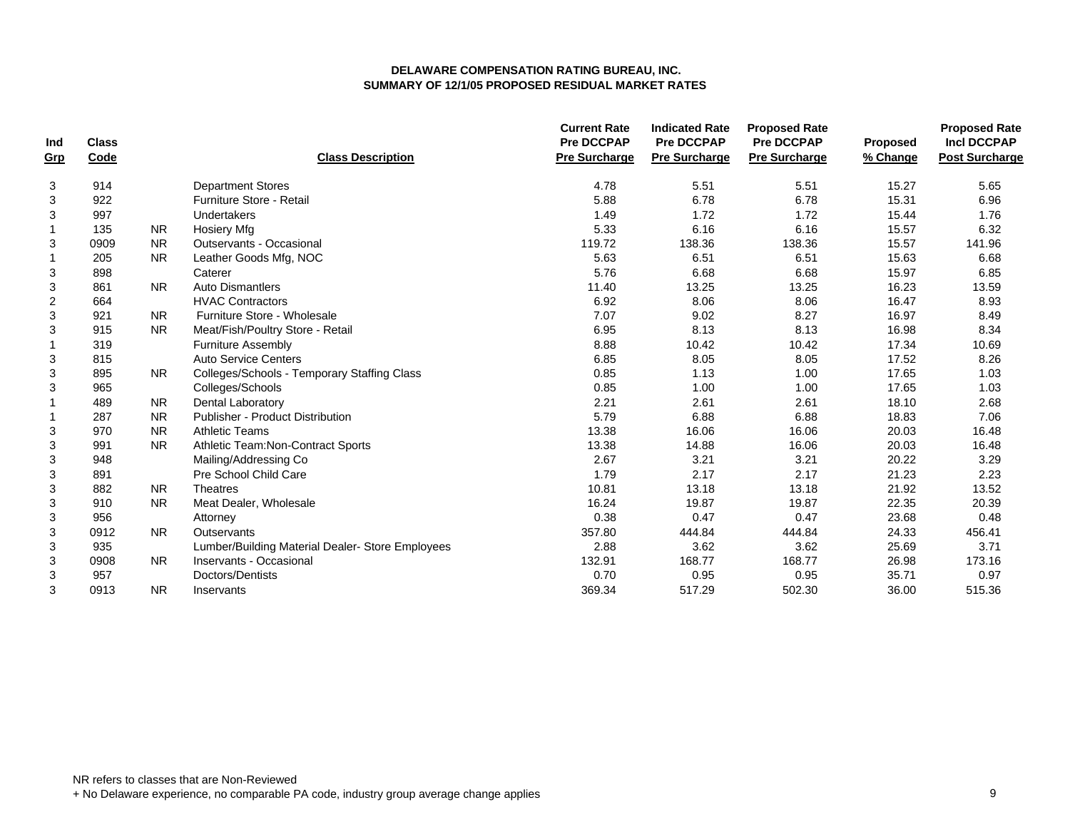**DELAWARE COMPENSATION RATING BUREAU, INC.**
**SUMMARY OF 12/1/05 PROPOSED RESIDUAL MARKET RATES**

| Ind Grp | Class Code | | Class Description | Current Rate Pre DCCPAP Pre Surcharge | Indicated Rate Pre DCCPAP Pre Surcharge | Proposed Rate Pre DCCPAP Pre Surcharge | Proposed % Change | Proposed Rate Incl DCCPAP Post Surcharge |
|---|---|---|---|---|---|---|---|---|
| 3 | 914 | | Department Stores | 4.78 | 5.51 | 5.51 | 15.27 | 5.65 |
| 3 | 922 | | Furniture Store - Retail | 5.88 | 6.78 | 6.78 | 15.31 | 6.96 |
| 3 | 997 | | Undertakers | 1.49 | 1.72 | 1.72 | 15.44 | 1.76 |
| 1 | 135 | NR | Hosiery Mfg | 5.33 | 6.16 | 6.16 | 15.57 | 6.32 |
| 3 | 0909 | NR | Outservants - Occasional | 119.72 | 138.36 | 138.36 | 15.57 | 141.96 |
| 1 | 205 | NR | Leather Goods Mfg, NOC | 5.63 | 6.51 | 6.51 | 15.63 | 6.68 |
| 3 | 898 | | Caterer | 5.76 | 6.68 | 6.68 | 15.97 | 6.85 |
| 3 | 861 | NR | Auto Dismantlers | 11.40 | 13.25 | 13.25 | 16.23 | 13.59 |
| 2 | 664 | | HVAC Contractors | 6.92 | 8.06 | 8.06 | 16.47 | 8.93 |
| 3 | 921 | NR | Furniture Store - Wholesale | 7.07 | 9.02 | 8.27 | 16.97 | 8.49 |
| 3 | 915 | NR | Meat/Fish/Poultry Store - Retail | 6.95 | 8.13 | 8.13 | 16.98 | 8.34 |
| 1 | 319 | | Furniture Assembly | 8.88 | 10.42 | 10.42 | 17.34 | 10.69 |
| 3 | 815 | | Auto Service Centers | 6.85 | 8.05 | 8.05 | 17.52 | 8.26 |
| 3 | 895 | NR | Colleges/Schools - Temporary Staffing Class | 0.85 | 1.13 | 1.00 | 17.65 | 1.03 |
| 3 | 965 | | Colleges/Schools | 0.85 | 1.00 | 1.00 | 17.65 | 1.03 |
| 1 | 489 | NR | Dental Laboratory | 2.21 | 2.61 | 2.61 | 18.10 | 2.68 |
| 1 | 287 | NR | Publisher - Product Distribution | 5.79 | 6.88 | 6.88 | 18.83 | 7.06 |
| 3 | 970 | NR | Athletic Teams | 13.38 | 16.06 | 16.06 | 20.03 | 16.48 |
| 3 | 991 | NR | Athletic Team:Non-Contract Sports | 13.38 | 14.88 | 16.06 | 20.03 | 16.48 |
| 3 | 948 | | Mailing/Addressing Co | 2.67 | 3.21 | 3.21 | 20.22 | 3.29 |
| 3 | 891 | | Pre School Child Care | 1.79 | 2.17 | 2.17 | 21.23 | 2.23 |
| 3 | 882 | NR | Theatres | 10.81 | 13.18 | 13.18 | 21.92 | 13.52 |
| 3 | 910 | NR | Meat Dealer, Wholesale | 16.24 | 19.87 | 19.87 | 22.35 | 20.39 |
| 3 | 956 | | Attorney | 0.38 | 0.47 | 0.47 | 23.68 | 0.48 |
| 3 | 0912 | NR | Outservants | 357.80 | 444.84 | 444.84 | 24.33 | 456.41 |
| 3 | 935 | | Lumber/Building Material Dealer- Store Employees | 2.88 | 3.62 | 3.62 | 25.69 | 3.71 |
| 3 | 0908 | NR | Inservants - Occasional | 132.91 | 168.77 | 168.77 | 26.98 | 173.16 |
| 3 | 957 | | Doctors/Dentists | 0.70 | 0.95 | 0.95 | 35.71 | 0.97 |
| 3 | 0913 | NR | Inservants | 369.34 | 517.29 | 502.30 | 36.00 | 515.36 |

NR refers to classes that are Non-Reviewed
+ No Delaware experience, no comparable PA code, industry group average change applies